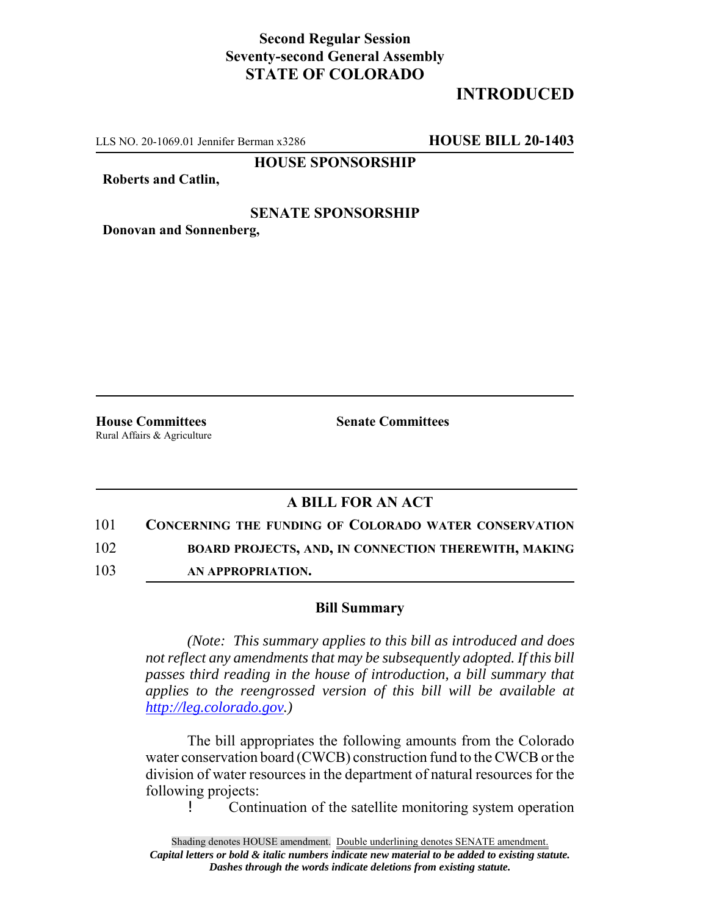**Second Regular Session**
**Seventy-second General Assembly**
**STATE OF COLORADO**

**INTRODUCED**

LLS NO. 20-1069.01 Jennifer Berman x3286 **HOUSE BILL 20-1403**

**HOUSE SPONSORSHIP**

**Roberts and Catlin,**

**SENATE SPONSORSHIP**

**Donovan and Sonnenberg,**

**House Committees**
Rural Affairs & Agriculture

**Senate Committees**

## A BILL FOR AN ACT

101 **CONCERNING THE FUNDING OF COLORADO WATER CONSERVATION**
102 **BOARD PROJECTS, AND, IN CONNECTION THEREWITH, MAKING**
103 **AN APPROPRIATION.**

### Bill Summary

*(Note: This summary applies to this bill as introduced and does not reflect any amendments that may be subsequently adopted. If this bill passes third reading in the house of introduction, a bill summary that applies to the reengrossed version of this bill will be available at http://leg.colorado.gov.)*

The bill appropriates the following amounts from the Colorado water conservation board (CWCB) construction fund to the CWCB or the division of water resources in the department of natural resources for the following projects:

- Continuation of the satellite monitoring system operation

Shading denotes HOUSE amendment. Double underlining denotes SENATE amendment.
*Capital letters or bold & italic numbers indicate new material to be added to existing statute.*
*Dashes through the words indicate deletions from existing statute.*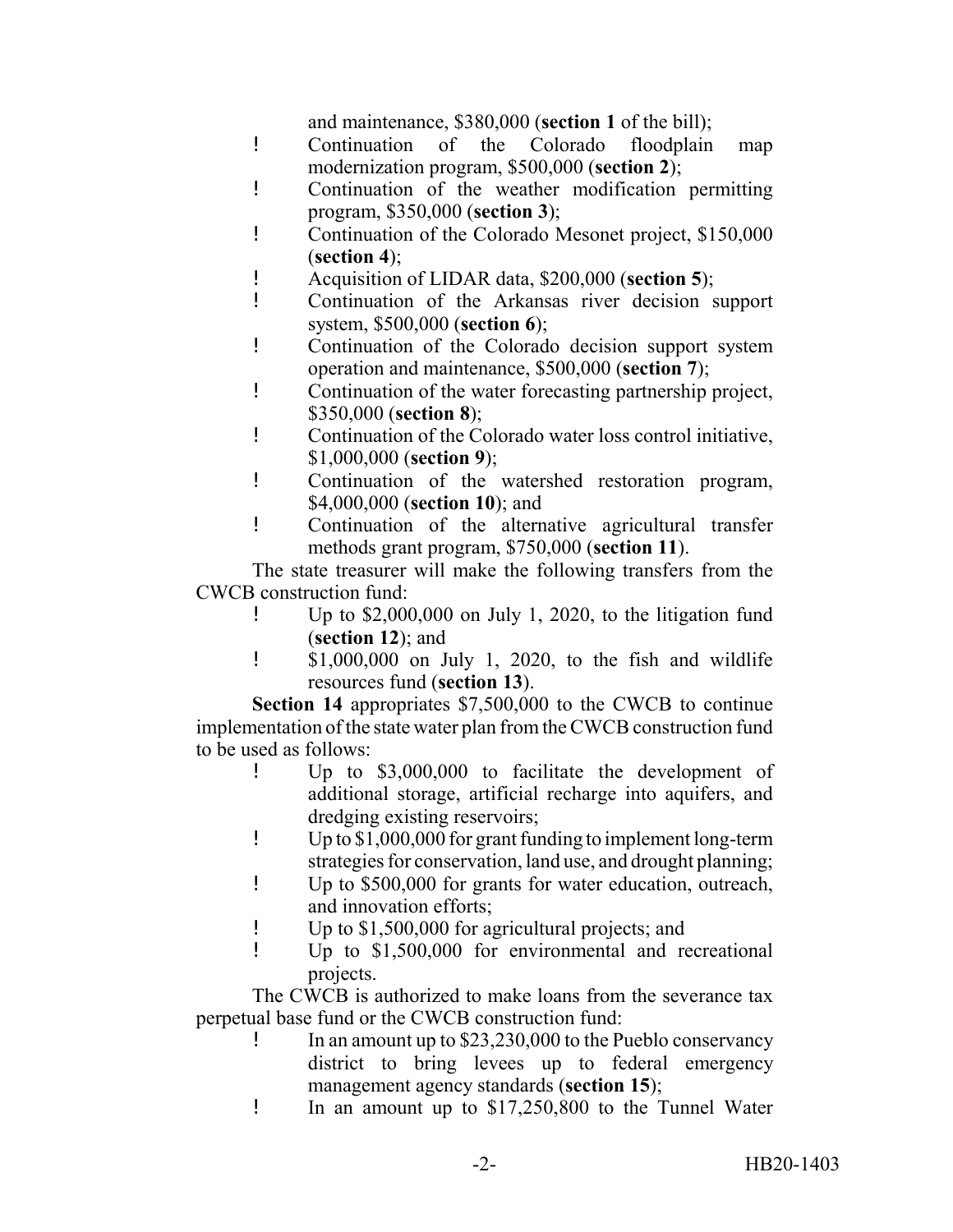and maintenance, $380,000 (**section 1** of the bill);

- Continuation of the Colorado floodplain map modernization program, $500,000 (**section 2**);
- Continuation of the weather modification permitting program, $350,000 (**section 3**);
- Continuation of the Colorado Mesonet project, $150,000 (**section 4**);
- Acquisition of LIDAR data, $200,000 (**section 5**);
- Continuation of the Arkansas river decision support system, $500,000 (**section 6**);
- Continuation of the Colorado decision support system operation and maintenance, $500,000 (**section 7**);
- Continuation of the water forecasting partnership project, $350,000 (**section 8**);
- Continuation of the Colorado water loss control initiative, $1,000,000 (**section 9**);
- Continuation of the watershed restoration program, $4,000,000 (**section 10**); and
- Continuation of the alternative agricultural transfer methods grant program, $750,000 (**section 11**).

The state treasurer will make the following transfers from the CWCB construction fund:

- Up to $2,000,000 on July 1, 2020, to the litigation fund (**section 12**); and
- $1,000,000 on July 1, 2020, to the fish and wildlife resources fund (**section 13**).

**Section 14** appropriates $7,500,000 to the CWCB to continue implementation of the state water plan from the CWCB construction fund to be used as follows:

- Up to $3,000,000 to facilitate the development of additional storage, artificial recharge into aquifers, and dredging existing reservoirs;
- Up to $1,000,000 for grant funding to implement long-term strategies for conservation, land use, and drought planning;
- Up to $500,000 for grants for water education, outreach, and innovation efforts;
- Up to $1,500,000 for agricultural projects; and
- Up to $1,500,000 for environmental and recreational projects.

The CWCB is authorized to make loans from the severance tax perpetual base fund or the CWCB construction fund:

- In an amount up to $23,230,000 to the Pueblo conservancy district to bring levees up to federal emergency management agency standards (**section 15**);
- In an amount up to $17,250,800 to the Tunnel Water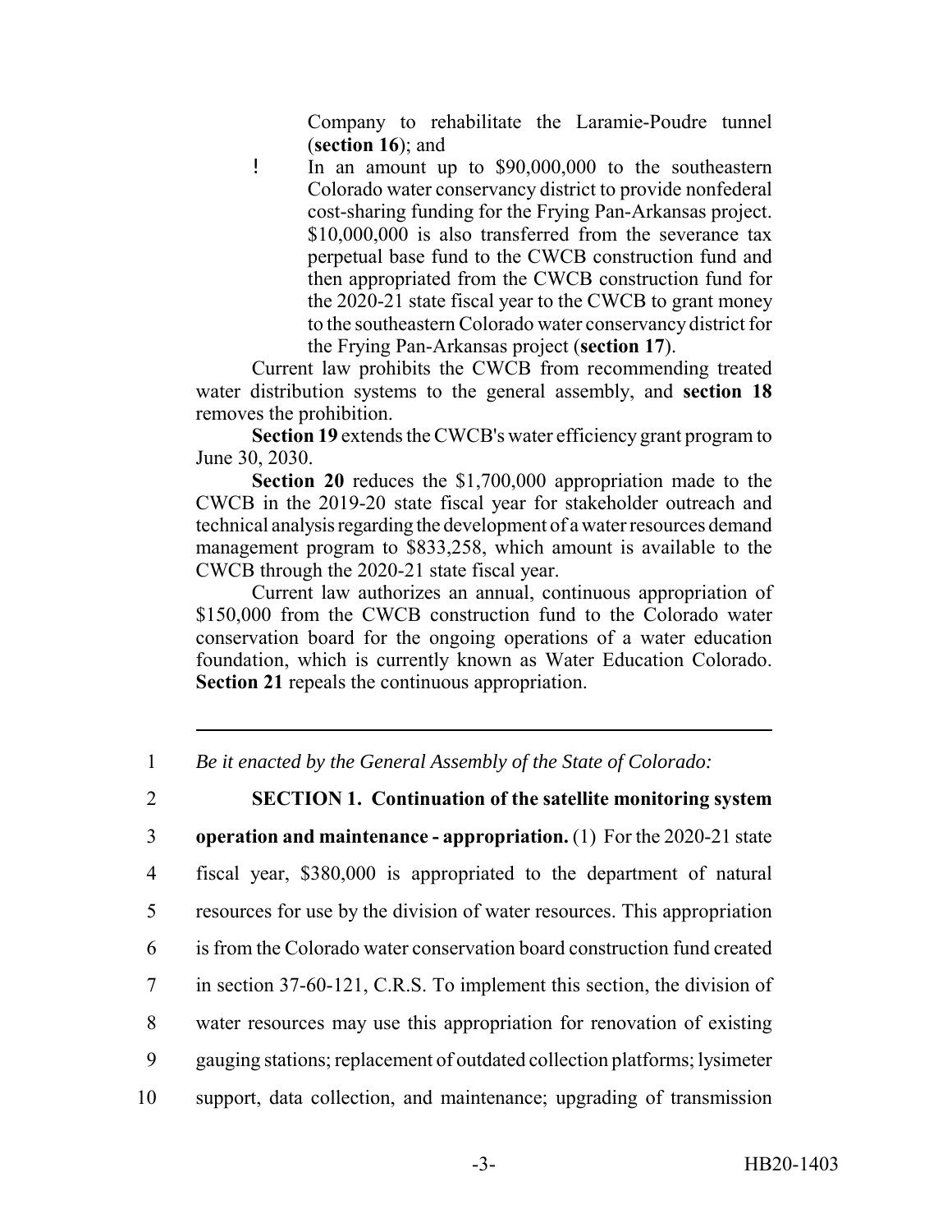Company to rehabilitate the Laramie-Poudre tunnel (**section 16**); and

- In an amount up to $90,000,000 to the southeastern Colorado water conservancy district to provide nonfederal cost-sharing funding for the Frying Pan-Arkansas project. $10,000,000 is also transferred from the severance tax perpetual base fund to the CWCB construction fund and then appropriated from the CWCB construction fund for the 2020-21 state fiscal year to the CWCB to grant money to the southeastern Colorado water conservancy district for the Frying Pan-Arkansas project (**section 17**).

Current law prohibits the CWCB from recommending treated water distribution systems to the general assembly, and **section 18** removes the prohibition.

**Section 19** extends the CWCB's water efficiency grant program to June 30, 2030.

**Section 20** reduces the $1,700,000 appropriation made to the CWCB in the 2019-20 state fiscal year for stakeholder outreach and technical analysis regarding the development of a water resources demand management program to $833,258, which amount is available to the CWCB through the 2020-21 state fiscal year.

Current law authorizes an annual, continuous appropriation of $150,000 from the CWCB construction fund to the Colorado water conservation board for the ongoing operations of a water education foundation, which is currently known as Water Education Colorado. **Section 21** repeals the continuous appropriation.

---

1 *Be it enacted by the General Assembly of the State of Colorado:*

2 **SECTION 1. Continuation of the satellite monitoring system**
3 **operation and maintenance - appropriation.** (1) For the 2020-21 state
4 fiscal year, $380,000 is appropriated to the department of natural
5 resources for use by the division of water resources. This appropriation
6 is from the Colorado water conservation board construction fund created
7 in section 37-60-121, C.R.S. To implement this section, the division of
8 water resources may use this appropriation for renovation of existing
9 gauging stations; replacement of outdated collection platforms; lysimeter
10 support, data collection, and maintenance; upgrading of transmission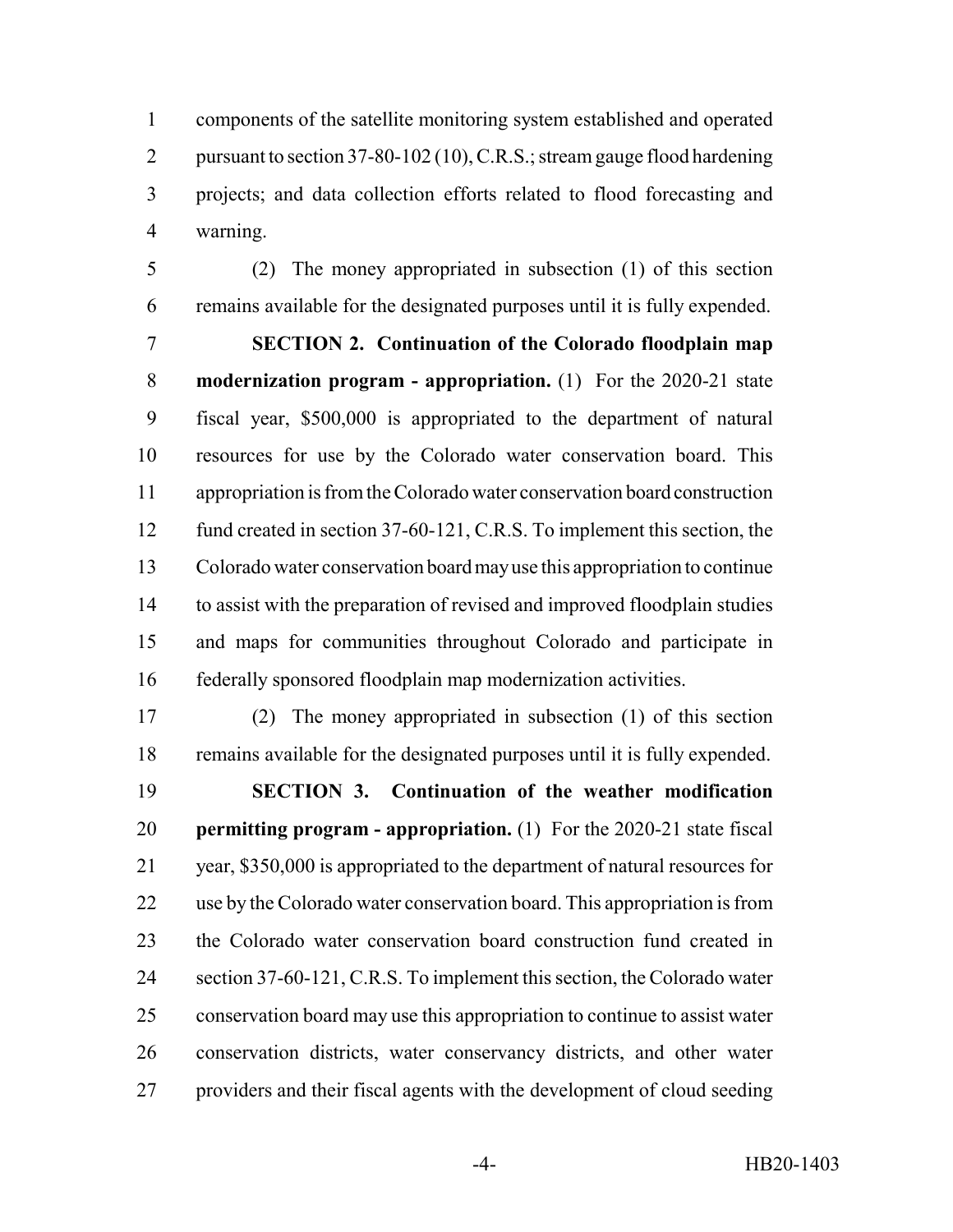components of the satellite monitoring system established and operated pursuant to section 37-80-102 (10), C.R.S.; stream gauge flood hardening projects; and data collection efforts related to flood forecasting and warning.

(2) The money appropriated in subsection (1) of this section remains available for the designated purposes until it is fully expended.

**SECTION 2. Continuation of the Colorado floodplain map modernization program - appropriation.** (1) For the 2020-21 state fiscal year, $500,000 is appropriated to the department of natural resources for use by the Colorado water conservation board. This appropriation is from the Colorado water conservation board construction fund created in section 37-60-121, C.R.S. To implement this section, the Colorado water conservation board may use this appropriation to continue to assist with the preparation of revised and improved floodplain studies and maps for communities throughout Colorado and participate in federally sponsored floodplain map modernization activities.

(2) The money appropriated in subsection (1) of this section remains available for the designated purposes until it is fully expended.

**SECTION 3. Continuation of the weather modification permitting program - appropriation.** (1) For the 2020-21 state fiscal year, $350,000 is appropriated to the department of natural resources for use by the Colorado water conservation board. This appropriation is from the Colorado water conservation board construction fund created in section 37-60-121, C.R.S. To implement this section, the Colorado water conservation board may use this appropriation to continue to assist water conservation districts, water conservancy districts, and other water providers and their fiscal agents with the development of cloud seeding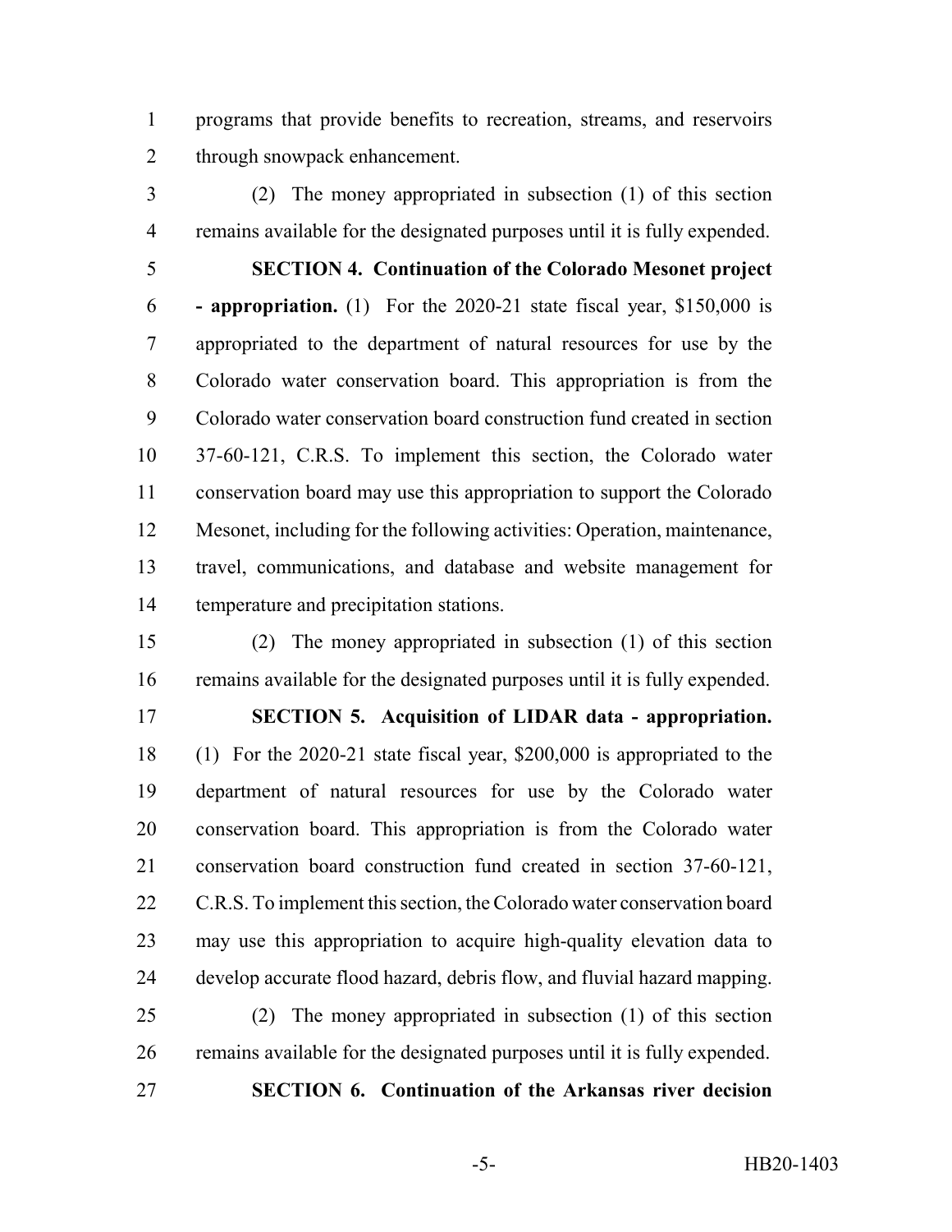programs that provide benefits to recreation, streams, and reservoirs through snowpack enhancement.

(2) The money appropriated in subsection (1) of this section remains available for the designated purposes until it is fully expended.

**SECTION 4. Continuation of the Colorado Mesonet project - appropriation.** (1) For the 2020-21 state fiscal year, $150,000 is appropriated to the department of natural resources for use by the Colorado water conservation board. This appropriation is from the Colorado water conservation board construction fund created in section 37-60-121, C.R.S. To implement this section, the Colorado water conservation board may use this appropriation to support the Colorado Mesonet, including for the following activities: Operation, maintenance, travel, communications, and database and website management for temperature and precipitation stations.

(2) The money appropriated in subsection (1) of this section remains available for the designated purposes until it is fully expended.

**SECTION 5. Acquisition of LIDAR data - appropriation.** (1) For the 2020-21 state fiscal year, $200,000 is appropriated to the department of natural resources for use by the Colorado water conservation board. This appropriation is from the Colorado water conservation board construction fund created in section 37-60-121, C.R.S. To implement this section, the Colorado water conservation board may use this appropriation to acquire high-quality elevation data to develop accurate flood hazard, debris flow, and fluvial hazard mapping.

(2) The money appropriated in subsection (1) of this section remains available for the designated purposes until it is fully expended.

**SECTION 6. Continuation of the Arkansas river decision**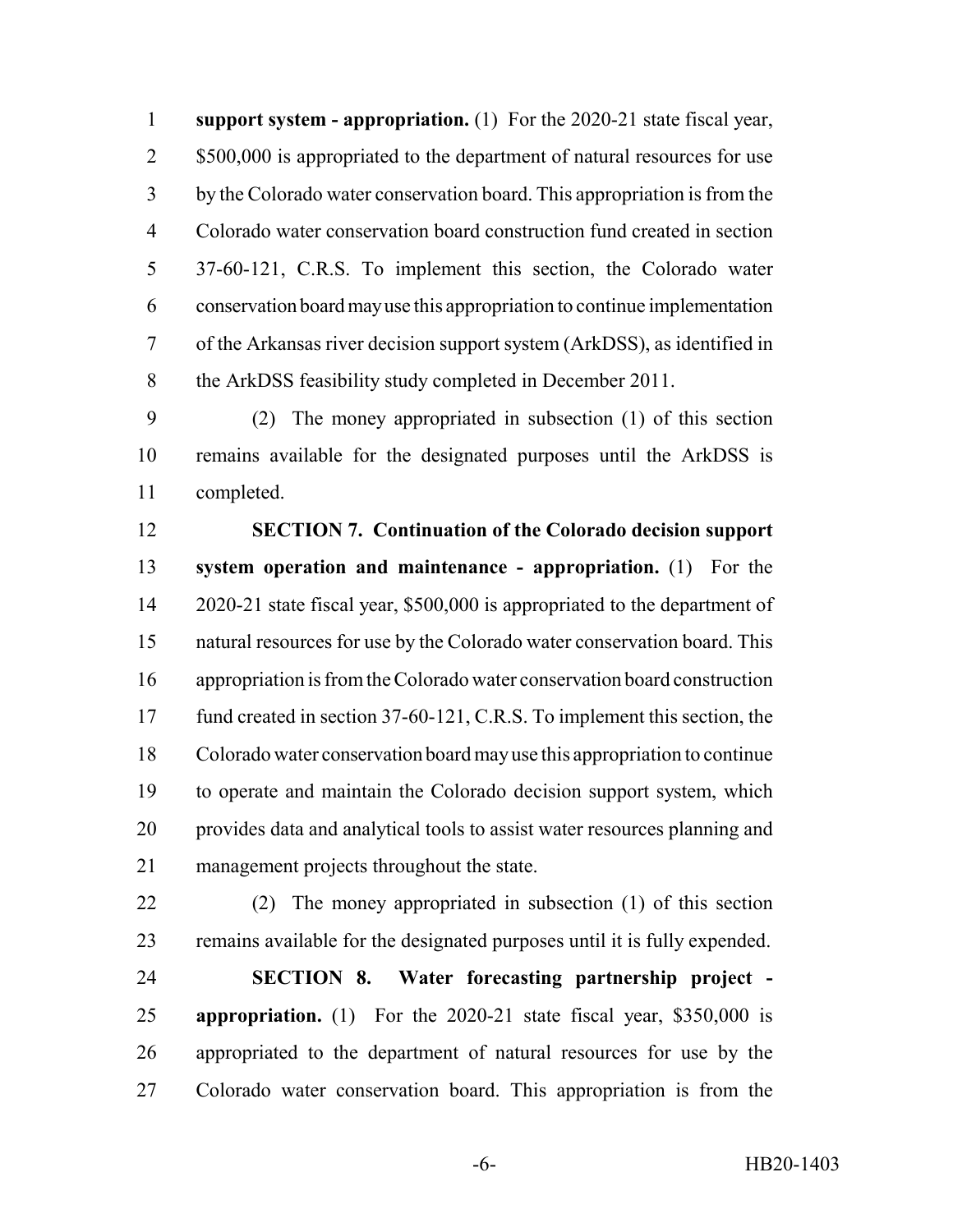**support system - appropriation.** (1) For the 2020-21 state fiscal year, $500,000 is appropriated to the department of natural resources for use by the Colorado water conservation board. This appropriation is from the Colorado water conservation board construction fund created in section 37-60-121, C.R.S. To implement this section, the Colorado water conservation board may use this appropriation to continue implementation of the Arkansas river decision support system (ArkDSS), as identified in the ArkDSS feasibility study completed in December 2011.

(2) The money appropriated in subsection (1) of this section remains available for the designated purposes until the ArkDSS is completed.

**SECTION 7. Continuation of the Colorado decision support system operation and maintenance - appropriation.** (1) For the 2020-21 state fiscal year, $500,000 is appropriated to the department of natural resources for use by the Colorado water conservation board. This appropriation is from the Colorado water conservation board construction fund created in section 37-60-121, C.R.S. To implement this section, the Colorado water conservation board may use this appropriation to continue to operate and maintain the Colorado decision support system, which provides data and analytical tools to assist water resources planning and management projects throughout the state.

(2) The money appropriated in subsection (1) of this section remains available for the designated purposes until it is fully expended.

**SECTION 8. Water forecasting partnership project - appropriation.** (1) For the 2020-21 state fiscal year, $350,000 is appropriated to the department of natural resources for use by the Colorado water conservation board. This appropriation is from the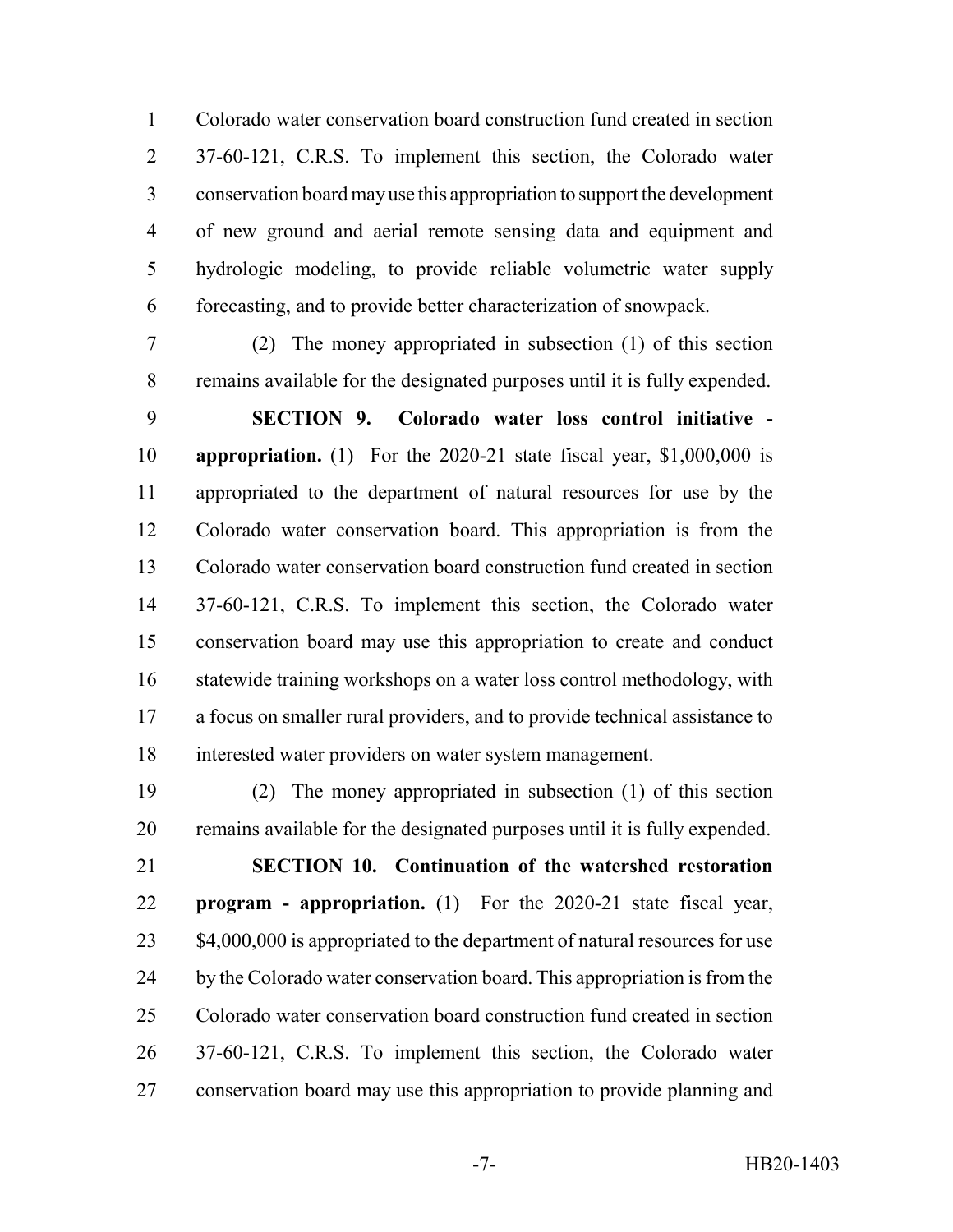Colorado water conservation board construction fund created in section 37-60-121, C.R.S. To implement this section, the Colorado water conservation board may use this appropriation to support the development of new ground and aerial remote sensing data and equipment and hydrologic modeling, to provide reliable volumetric water supply forecasting, and to provide better characterization of snowpack.

(2) The money appropriated in subsection (1) of this section remains available for the designated purposes until it is fully expended.

**SECTION 9. Colorado water loss control initiative - appropriation.** (1) For the 2020-21 state fiscal year, $1,000,000 is appropriated to the department of natural resources for use by the Colorado water conservation board. This appropriation is from the Colorado water conservation board construction fund created in section 37-60-121, C.R.S. To implement this section, the Colorado water conservation board may use this appropriation to create and conduct statewide training workshops on a water loss control methodology, with a focus on smaller rural providers, and to provide technical assistance to interested water providers on water system management.

(2) The money appropriated in subsection (1) of this section remains available for the designated purposes until it is fully expended.

**SECTION 10. Continuation of the watershed restoration program - appropriation.** (1) For the 2020-21 state fiscal year, $4,000,000 is appropriated to the department of natural resources for use by the Colorado water conservation board. This appropriation is from the Colorado water conservation board construction fund created in section 37-60-121, C.R.S. To implement this section, the Colorado water conservation board may use this appropriation to provide planning and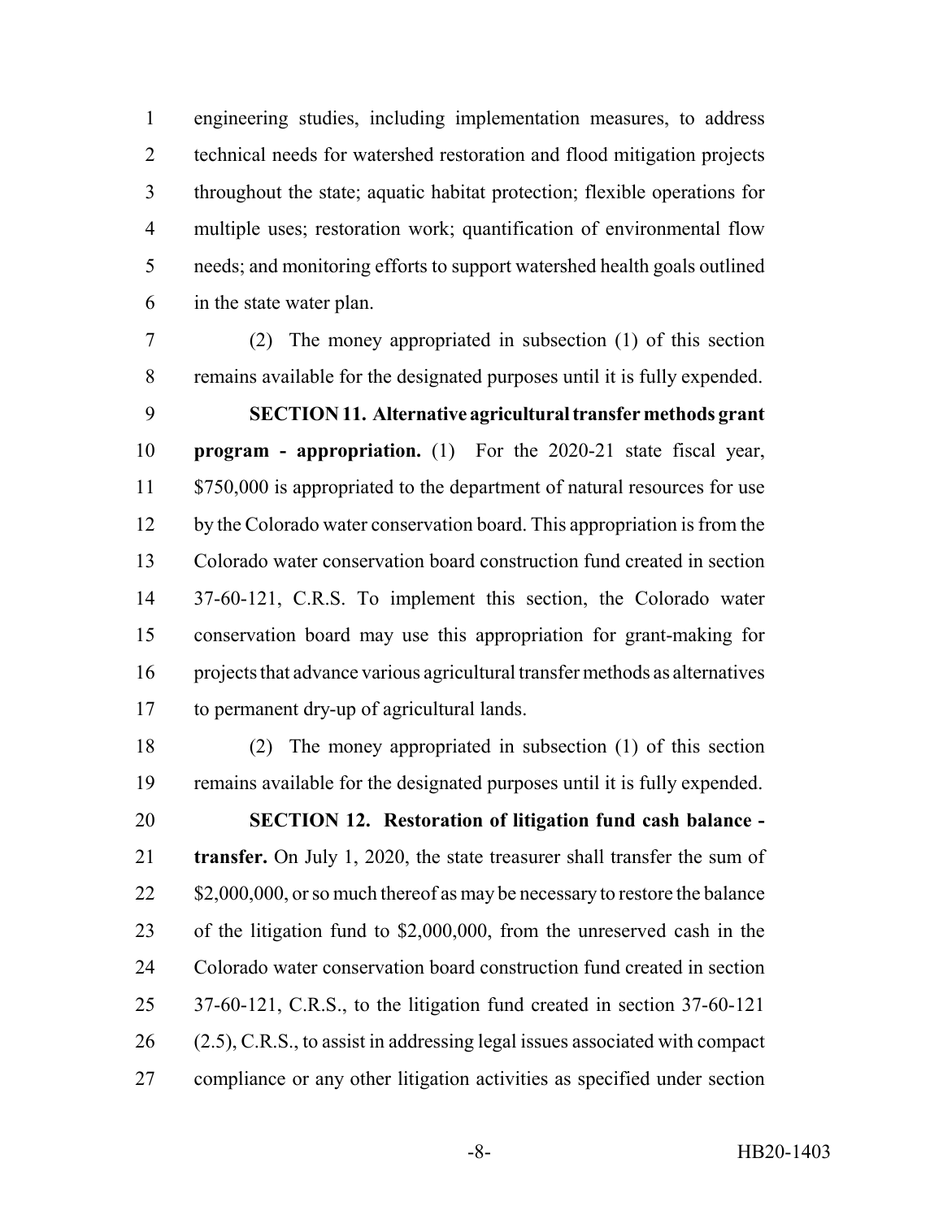engineering studies, including implementation measures, to address technical needs for watershed restoration and flood mitigation projects throughout the state; aquatic habitat protection; flexible operations for multiple uses; restoration work; quantification of environmental flow needs; and monitoring efforts to support watershed health goals outlined in the state water plan.

(2) The money appropriated in subsection (1) of this section remains available for the designated purposes until it is fully expended.

**SECTION 11. Alternative agricultural transfer methods grant program - appropriation.** (1) For the 2020-21 state fiscal year, $750,000 is appropriated to the department of natural resources for use by the Colorado water conservation board. This appropriation is from the Colorado water conservation board construction fund created in section 37-60-121, C.R.S. To implement this section, the Colorado water conservation board may use this appropriation for grant-making for projects that advance various agricultural transfer methods as alternatives to permanent dry-up of agricultural lands.

(2) The money appropriated in subsection (1) of this section remains available for the designated purposes until it is fully expended.

**SECTION 12. Restoration of litigation fund cash balance - transfer.** On July 1, 2020, the state treasurer shall transfer the sum of $2,000,000, or so much thereof as may be necessary to restore the balance of the litigation fund to $2,000,000, from the unreserved cash in the Colorado water conservation board construction fund created in section 37-60-121, C.R.S., to the litigation fund created in section 37-60-121 (2.5), C.R.S., to assist in addressing legal issues associated with compact compliance or any other litigation activities as specified under section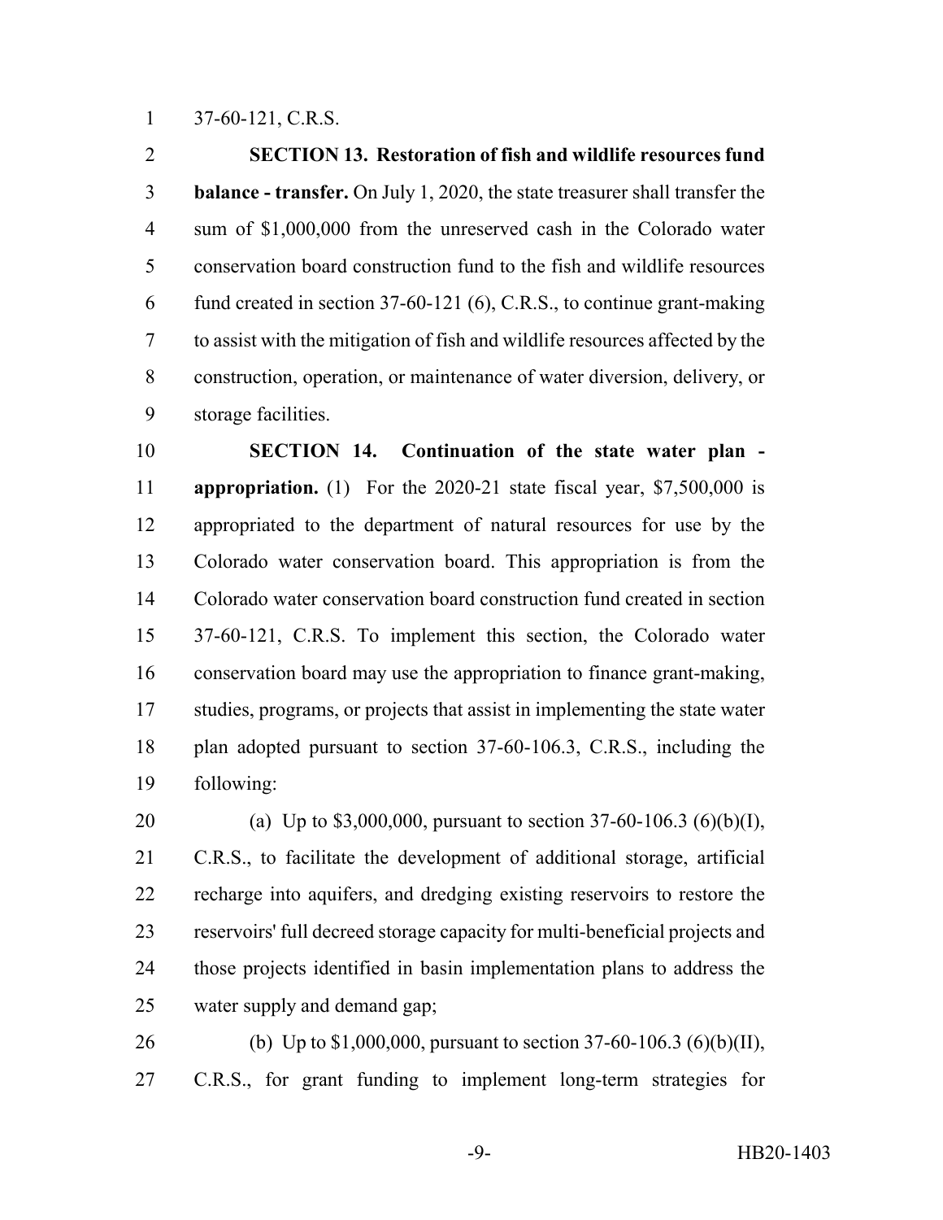37-60-121, C.R.S.

**SECTION 13. Restoration of fish and wildlife resources fund balance - transfer.** On July 1, 2020, the state treasurer shall transfer the sum of $1,000,000 from the unreserved cash in the Colorado water conservation board construction fund to the fish and wildlife resources fund created in section 37-60-121 (6), C.R.S., to continue grant-making to assist with the mitigation of fish and wildlife resources affected by the construction, operation, or maintenance of water diversion, delivery, or storage facilities.

**SECTION 14. Continuation of the state water plan - appropriation.** (1) For the 2020-21 state fiscal year, $7,500,000 is appropriated to the department of natural resources for use by the Colorado water conservation board. This appropriation is from the Colorado water conservation board construction fund created in section 37-60-121, C.R.S. To implement this section, the Colorado water conservation board may use the appropriation to finance grant-making, studies, programs, or projects that assist in implementing the state water plan adopted pursuant to section 37-60-106.3, C.R.S., including the following:

(a) Up to $3,000,000, pursuant to section 37-60-106.3 (6)(b)(I), C.R.S., to facilitate the development of additional storage, artificial recharge into aquifers, and dredging existing reservoirs to restore the reservoirs' full decreed storage capacity for multi-beneficial projects and those projects identified in basin implementation plans to address the water supply and demand gap;

(b) Up to $1,000,000, pursuant to section 37-60-106.3 (6)(b)(II), C.R.S., for grant funding to implement long-term strategies for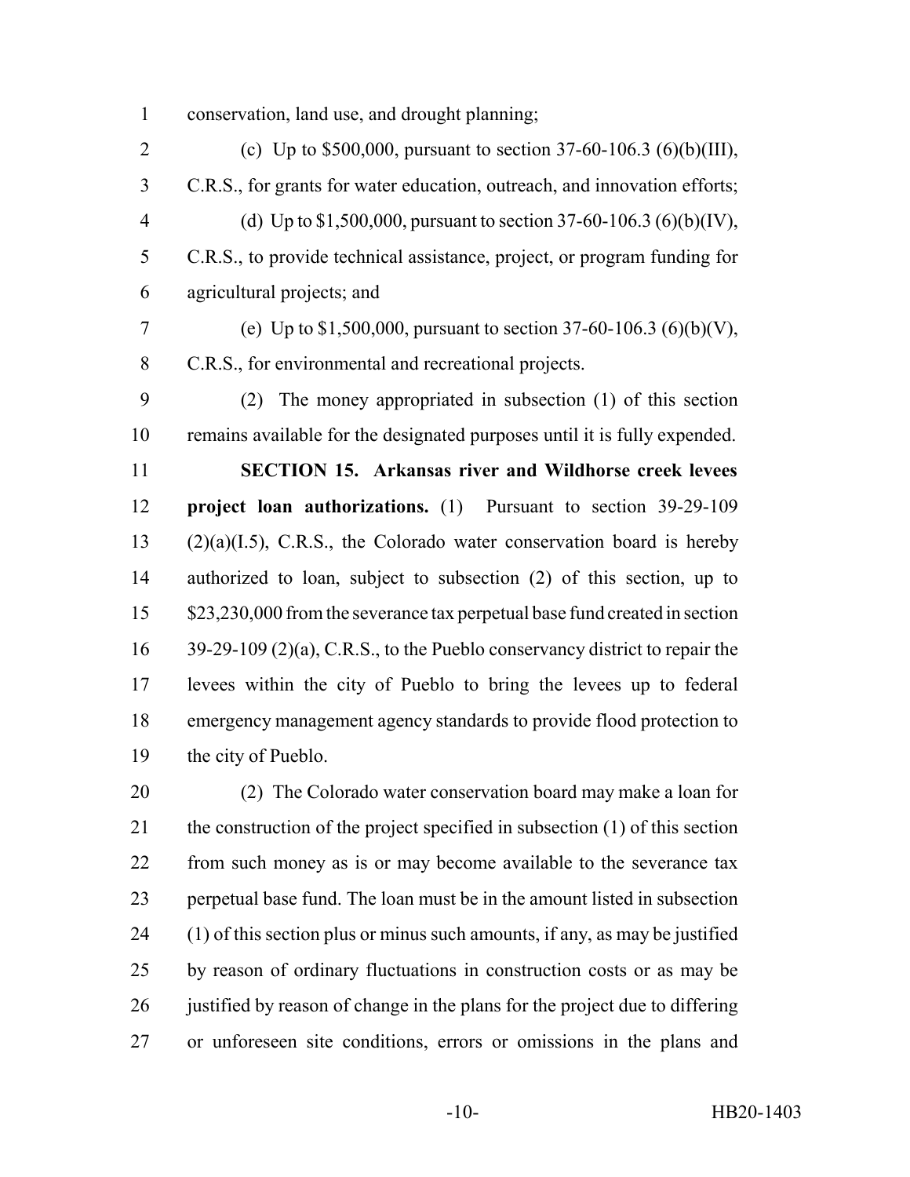conservation, land use, and drought planning;

(c) Up to $500,000, pursuant to section 37-60-106.3 (6)(b)(III), C.R.S., for grants for water education, outreach, and innovation efforts;

(d) Up to $1,500,000, pursuant to section 37-60-106.3 (6)(b)(IV), C.R.S., to provide technical assistance, project, or program funding for agricultural projects; and

(e) Up to $1,500,000, pursuant to section 37-60-106.3 (6)(b)(V), C.R.S., for environmental and recreational projects.

(2) The money appropriated in subsection (1) of this section remains available for the designated purposes until it is fully expended.

**SECTION 15. Arkansas river and Wildhorse creek levees project loan authorizations.** (1) Pursuant to section 39-29-109 (2)(a)(I.5), C.R.S., the Colorado water conservation board is hereby authorized to loan, subject to subsection (2) of this section, up to $23,230,000 from the severance tax perpetual base fund created in section 39-29-109 (2)(a), C.R.S., to the Pueblo conservancy district to repair the levees within the city of Pueblo to bring the levees up to federal emergency management agency standards to provide flood protection to the city of Pueblo.

(2) The Colorado water conservation board may make a loan for the construction of the project specified in subsection (1) of this section from such money as is or may become available to the severance tax perpetual base fund. The loan must be in the amount listed in subsection (1) of this section plus or minus such amounts, if any, as may be justified by reason of ordinary fluctuations in construction costs or as may be justified by reason of change in the plans for the project due to differing or unforeseen site conditions, errors or omissions in the plans and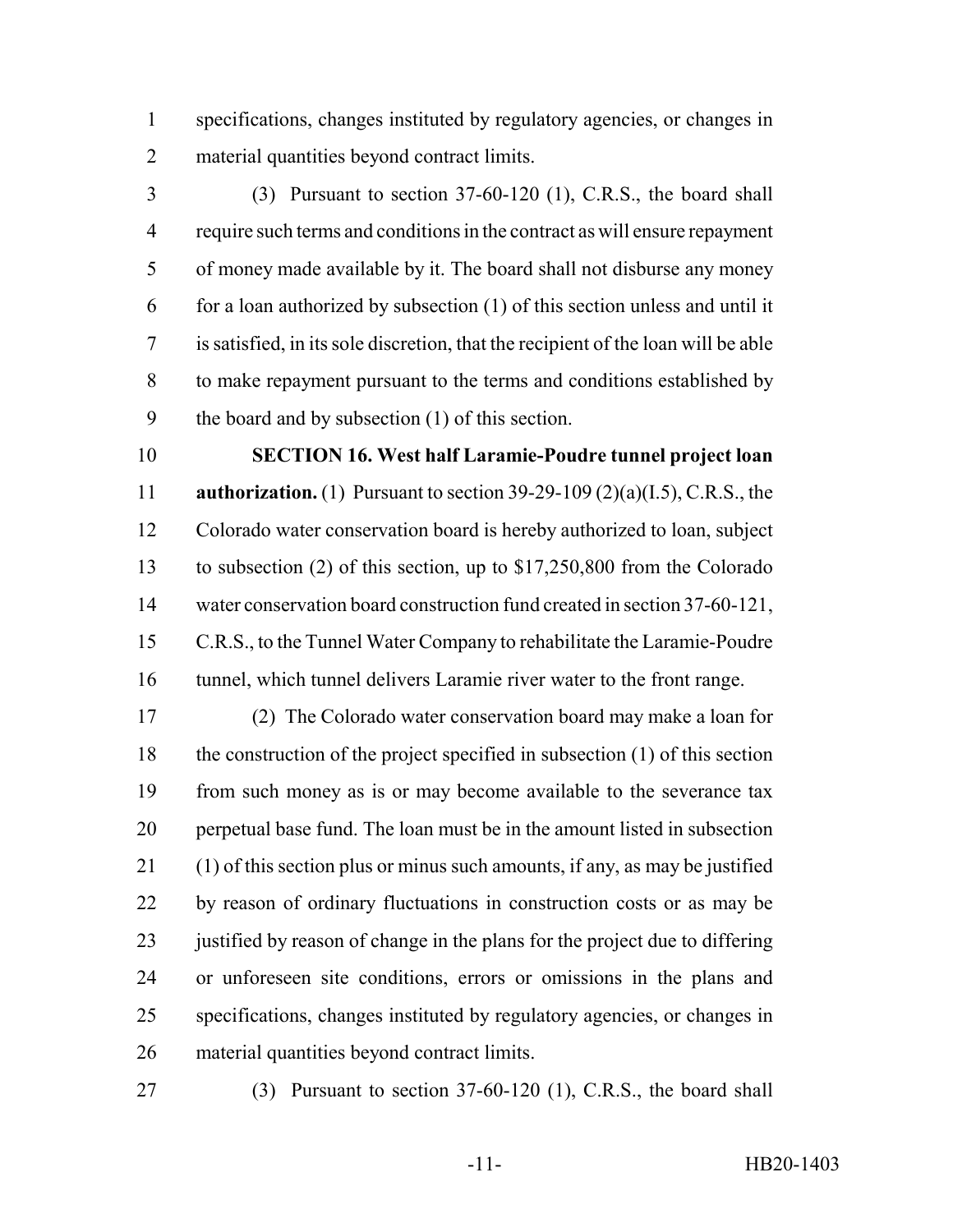specifications, changes instituted by regulatory agencies, or changes in material quantities beyond contract limits.

(3) Pursuant to section 37-60-120 (1), C.R.S., the board shall require such terms and conditions in the contract as will ensure repayment of money made available by it. The board shall not disburse any money for a loan authorized by subsection (1) of this section unless and until it is satisfied, in its sole discretion, that the recipient of the loan will be able to make repayment pursuant to the terms and conditions established by the board and by subsection (1) of this section.

**SECTION 16. West half Laramie-Poudre tunnel project loan authorization.** (1) Pursuant to section 39-29-109 (2)(a)(I.5), C.R.S., the Colorado water conservation board is hereby authorized to loan, subject to subsection (2) of this section, up to $17,250,800 from the Colorado water conservation board construction fund created in section 37-60-121, C.R.S., to the Tunnel Water Company to rehabilitate the Laramie-Poudre tunnel, which tunnel delivers Laramie river water to the front range.

(2) The Colorado water conservation board may make a loan for the construction of the project specified in subsection (1) of this section from such money as is or may become available to the severance tax perpetual base fund. The loan must be in the amount listed in subsection (1) of this section plus or minus such amounts, if any, as may be justified by reason of ordinary fluctuations in construction costs or as may be justified by reason of change in the plans for the project due to differing or unforeseen site conditions, errors or omissions in the plans and specifications, changes instituted by regulatory agencies, or changes in material quantities beyond contract limits.

(3) Pursuant to section 37-60-120 (1), C.R.S., the board shall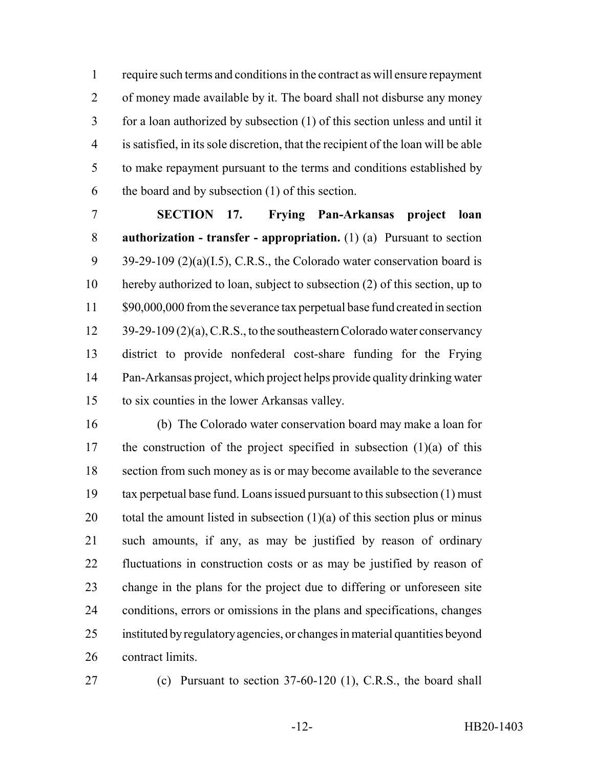require such terms and conditions in the contract as will ensure repayment of money made available by it. The board shall not disburse any money for a loan authorized by subsection (1) of this section unless and until it is satisfied, in its sole discretion, that the recipient of the loan will be able to make repayment pursuant to the terms and conditions established by the board and by subsection (1) of this section.

**SECTION 17. Frying Pan-Arkansas project loan authorization - transfer - appropriation.** (1) (a) Pursuant to section 39-29-109 (2)(a)(I.5), C.R.S., the Colorado water conservation board is hereby authorized to loan, subject to subsection (2) of this section, up to $90,000,000 from the severance tax perpetual base fund created in section 39-29-109 (2)(a), C.R.S., to the southeastern Colorado water conservancy district to provide nonfederal cost-share funding for the Frying Pan-Arkansas project, which project helps provide quality drinking water to six counties in the lower Arkansas valley.

(b) The Colorado water conservation board may make a loan for the construction of the project specified in subsection (1)(a) of this section from such money as is or may become available to the severance tax perpetual base fund. Loans issued pursuant to this subsection (1) must total the amount listed in subsection (1)(a) of this section plus or minus such amounts, if any, as may be justified by reason of ordinary fluctuations in construction costs or as may be justified by reason of change in the plans for the project due to differing or unforeseen site conditions, errors or omissions in the plans and specifications, changes instituted by regulatory agencies, or changes in material quantities beyond contract limits.

(c) Pursuant to section 37-60-120 (1), C.R.S., the board shall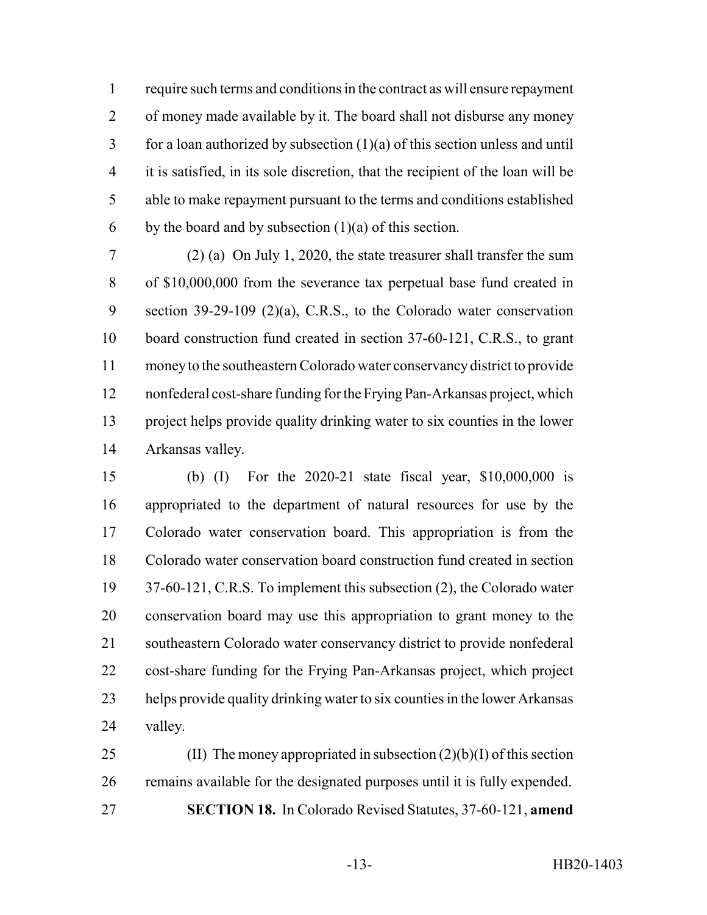require such terms and conditions in the contract as will ensure repayment of money made available by it. The board shall not disburse any money for a loan authorized by subsection (1)(a) of this section unless and until it is satisfied, in its sole discretion, that the recipient of the loan will be able to make repayment pursuant to the terms and conditions established by the board and by subsection (1)(a) of this section.

(2) (a) On July 1, 2020, the state treasurer shall transfer the sum of $10,000,000 from the severance tax perpetual base fund created in section 39-29-109 (2)(a), C.R.S., to the Colorado water conservation board construction fund created in section 37-60-121, C.R.S., to grant money to the southeastern Colorado water conservancy district to provide nonfederal cost-share funding for the Frying Pan-Arkansas project, which project helps provide quality drinking water to six counties in the lower Arkansas valley.

(b) (I) For the 2020-21 state fiscal year, $10,000,000 is appropriated to the department of natural resources for use by the Colorado water conservation board. This appropriation is from the Colorado water conservation board construction fund created in section 37-60-121, C.R.S. To implement this subsection (2), the Colorado water conservation board may use this appropriation to grant money to the southeastern Colorado water conservancy district to provide nonfederal cost-share funding for the Frying Pan-Arkansas project, which project helps provide quality drinking water to six counties in the lower Arkansas valley.

(II) The money appropriated in subsection (2)(b)(I) of this section remains available for the designated purposes until it is fully expended.

**SECTION 18.** In Colorado Revised Statutes, 37-60-121, **amend**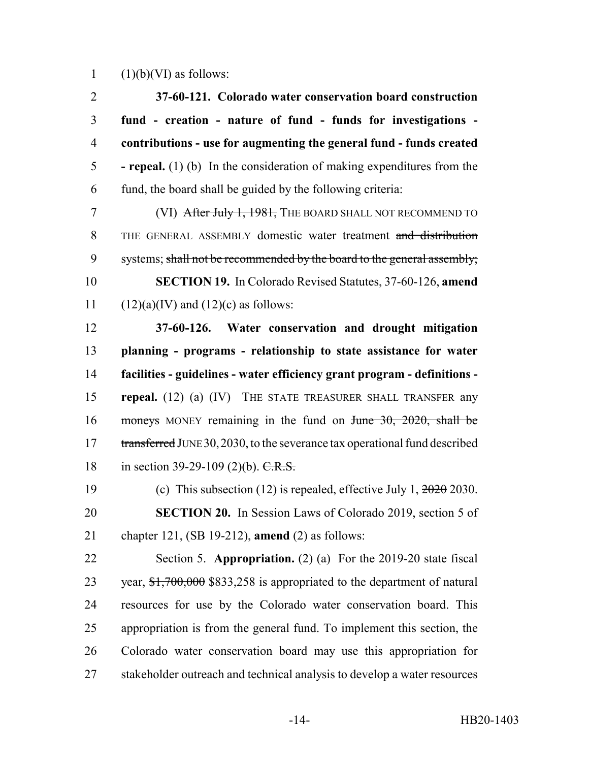(1)(b)(VI) as follows:

**37-60-121. Colorado water conservation board construction fund - creation - nature of fund - funds for investigations - contributions - use for augmenting the general fund - funds created - repeal.** (1) (b) In the consideration of making expenditures from the fund, the board shall be guided by the following criteria:

(VI) ~~After July 1, 1981,~~ THE BOARD SHALL NOT RECOMMEND TO THE GENERAL ASSEMBLY domestic water treatment ~~and distribution~~ systems; ~~shall not be recommended by the board to the general assembly;~~

**SECTION 19.** In Colorado Revised Statutes, 37-60-126, **amend** (12)(a)(IV) and (12)(c) as follows:

**37-60-126. Water conservation and drought mitigation planning - programs - relationship to state assistance for water facilities - guidelines - water efficiency grant program - definitions - repeal.** (12) (a) (IV) THE STATE TREASURER SHALL TRANSFER any ~~moneys~~ MONEY remaining in the fund on ~~June 30, 2020, shall be transferred~~ JUNE 30, 2030, to the severance tax operational fund described in section 39-29-109 (2)(b). ~~C.R.S.~~

(c) This subsection (12) is repealed, effective July 1, ~~2020~~ 2030.

**SECTION 20.** In Session Laws of Colorado 2019, section 5 of chapter 121, (SB 19-212), **amend** (2) as follows:

Section 5. **Appropriation.** (2) (a) For the 2019-20 state fiscal year, ~~$1,700,000~~ $833,258 is appropriated to the department of natural resources for use by the Colorado water conservation board. This appropriation is from the general fund. To implement this section, the Colorado water conservation board may use this appropriation for stakeholder outreach and technical analysis to develop a water resources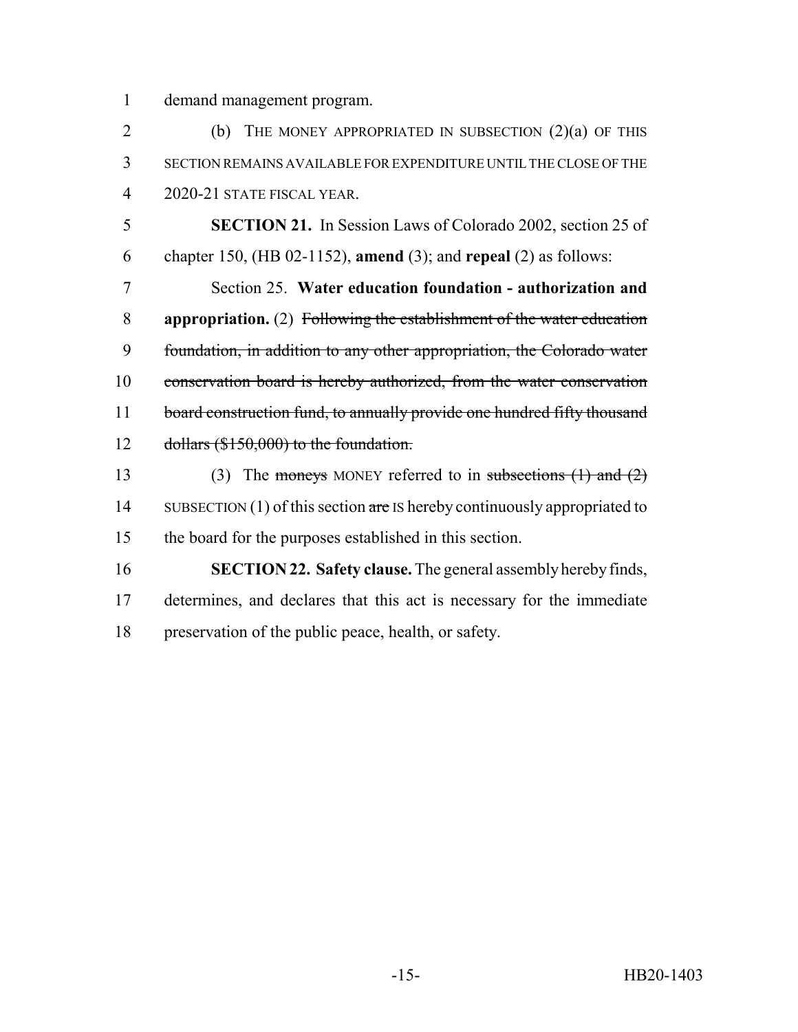demand management program.

(b) THE MONEY APPROPRIATED IN SUBSECTION (2)(a) OF THIS SECTION REMAINS AVAILABLE FOR EXPENDITURE UNTIL THE CLOSE OF THE 2020-21 STATE FISCAL YEAR.

**SECTION 21.** In Session Laws of Colorado 2002, section 25 of chapter 150, (HB 02-1152), **amend** (3); and **repeal** (2) as follows:

Section 25. **Water education foundation - authorization and appropriation.** (2) ~~Following the establishment of the water education foundation, in addition to any other appropriation, the Colorado water conservation board is hereby authorized, from the water conservation board construction fund, to annually provide one hundred fifty thousand dollars ($150,000) to the foundation.~~

(3) The ~~moneys~~ MONEY referred to in ~~subsections (1) and (2)~~ SUBSECTION (1) of this section ~~are~~ IS hereby continuously appropriated to the board for the purposes established in this section.

**SECTION 22. Safety clause.** The general assembly hereby finds, determines, and declares that this act is necessary for the immediate preservation of the public peace, health, or safety.